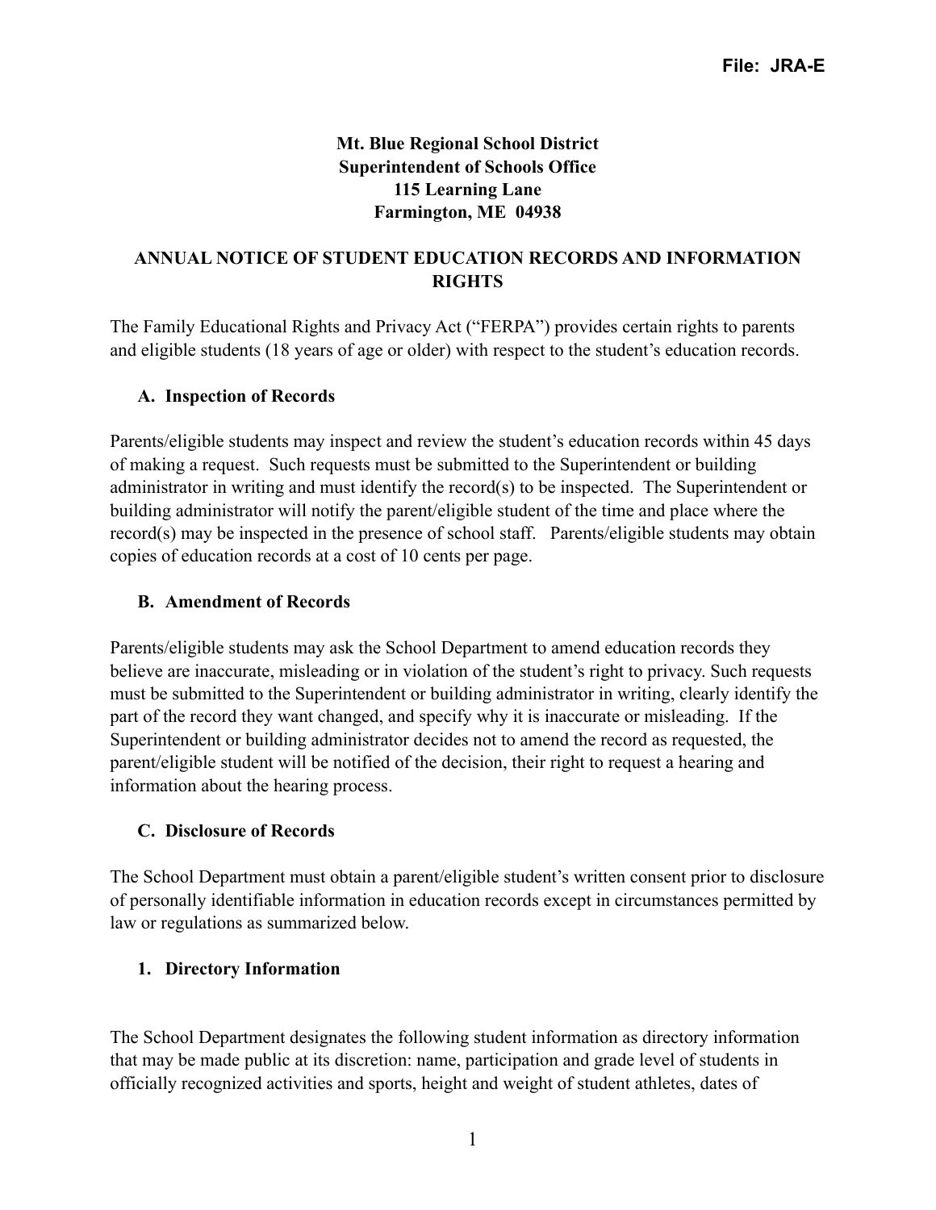**File: JRA-E**

**Mt. Blue Regional School District**
**Superintendent of Schools Office**
**115 Learning Lane**
**Farmington, ME 04938**

## ANNUAL NOTICE OF STUDENT EDUCATION RECORDS AND INFORMATION RIGHTS

The Family Educational Rights and Privacy Act ("FERPA") provides certain rights to parents and eligible students (18 years of age or older) with respect to the student's education records.

### A. Inspection of Records

Parents/eligible students may inspect and review the student's education records within 45 days of making a request. Such requests must be submitted to the Superintendent or building administrator in writing and must identify the record(s) to be inspected. The Superintendent or building administrator will notify the parent/eligible student of the time and place where the record(s) may be inspected in the presence of school staff. Parents/eligible students may obtain copies of education records at a cost of 10 cents per page.

### B. Amendment of Records

Parents/eligible students may ask the School Department to amend education records they believe are inaccurate, misleading or in violation of the student's right to privacy. Such requests must be submitted to the Superintendent or building administrator in writing, clearly identify the part of the record they want changed, and specify why it is inaccurate or misleading. If the Superintendent or building administrator decides not to amend the record as requested, the parent/eligible student will be notified of the decision, their right to request a hearing and information about the hearing process.

### C. Disclosure of Records

The School Department must obtain a parent/eligible student's written consent prior to disclosure of personally identifiable information in education records except in circumstances permitted by law or regulations as summarized below.

#### 1. Directory Information

The School Department designates the following student information as directory information that may be made public at its discretion: name, participation and grade level of students in officially recognized activities and sports, height and weight of student athletes, dates of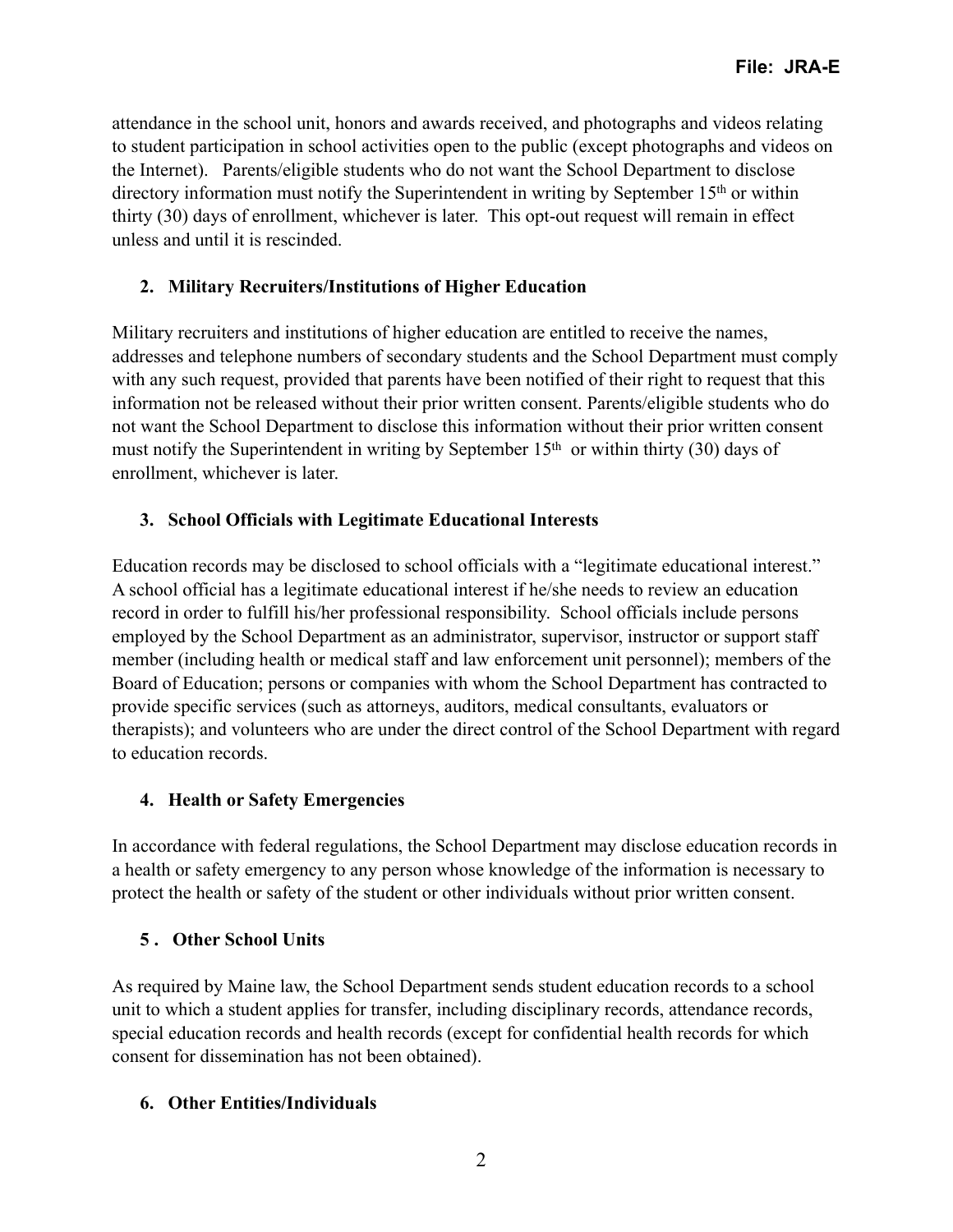attendance in the school unit, honors and awards received, and photographs and videos relating to student participation in school activities open to the public (except photographs and videos on the Internet). Parents/eligible students who do not want the School Department to disclose directory information must notify the Superintendent in writing by September 15th or within thirty (30) days of enrollment, whichever is later. This opt-out request will remain in effect unless and until it is rescinded.

**2. Military Recruiters/Institutions of Higher Education**

Military recruiters and institutions of higher education are entitled to receive the names, addresses and telephone numbers of secondary students and the School Department must comply with any such request, provided that parents have been notified of their right to request that this information not be released without their prior written consent. Parents/eligible students who do not want the School Department to disclose this information without their prior written consent must notify the Superintendent in writing by September 15th or within thirty (30) days of enrollment, whichever is later.

**3. School Officials with Legitimate Educational Interests**

Education records may be disclosed to school officials with a "legitimate educational interest." A school official has a legitimate educational interest if he/she needs to review an education record in order to fulfill his/her professional responsibility. School officials include persons employed by the School Department as an administrator, supervisor, instructor or support staff member (including health or medical staff and law enforcement unit personnel); members of the Board of Education; persons or companies with whom the School Department has contracted to provide specific services (such as attorneys, auditors, medical consultants, evaluators or therapists); and volunteers who are under the direct control of the School Department with regard to education records.

**4. Health or Safety Emergencies**

In accordance with federal regulations, the School Department may disclose education records in a health or safety emergency to any person whose knowledge of the information is necessary to protect the health or safety of the student or other individuals without prior written consent.

**5. Other School Units**

As required by Maine law, the School Department sends student education records to a school unit to which a student applies for transfer, including disciplinary records, attendance records, special education records and health records (except for confidential health records for which consent for dissemination has not been obtained).

**6. Other Entities/Individuals**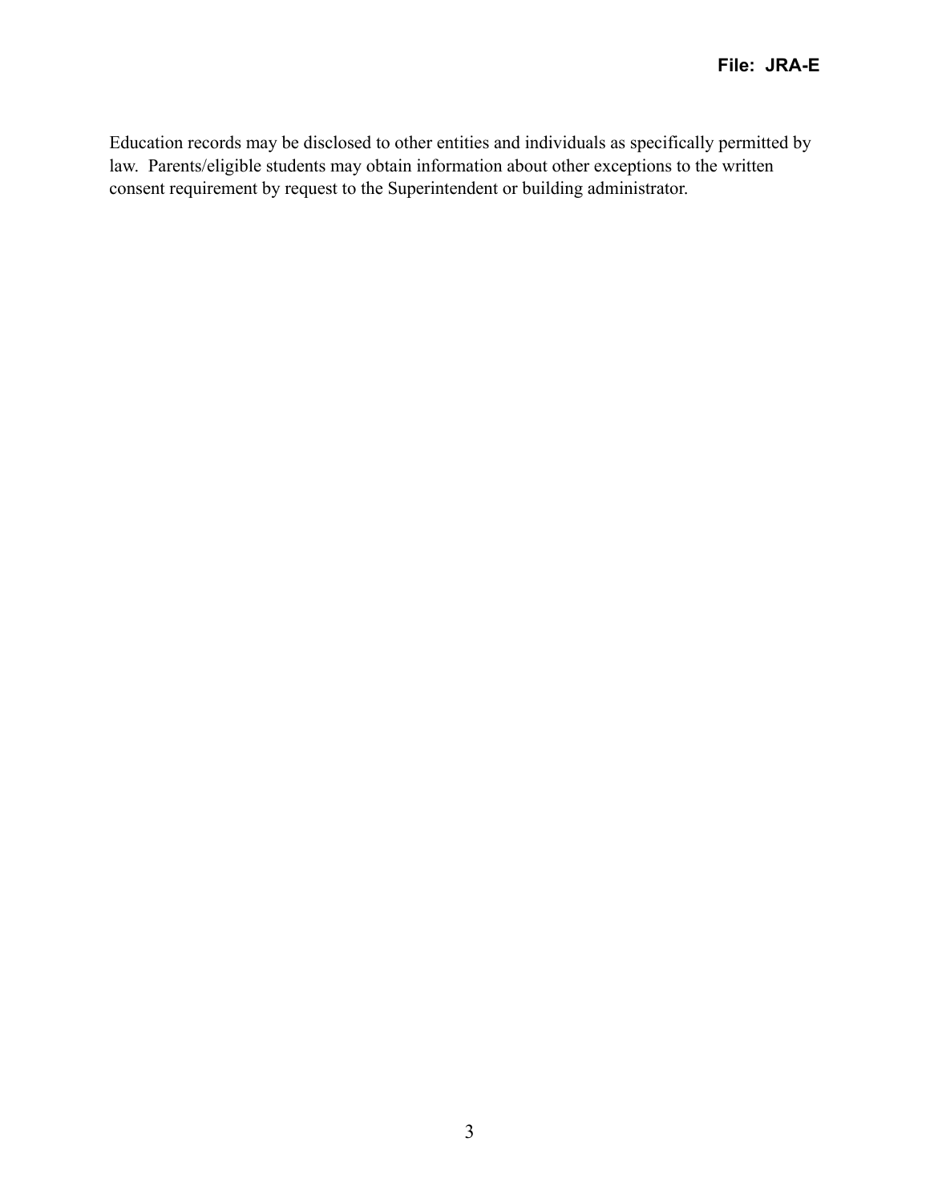Education records may be disclosed to other entities and individuals as specifically permitted by law. Parents/eligible students may obtain information about other exceptions to the written consent requirement by request to the Superintendent or building administrator.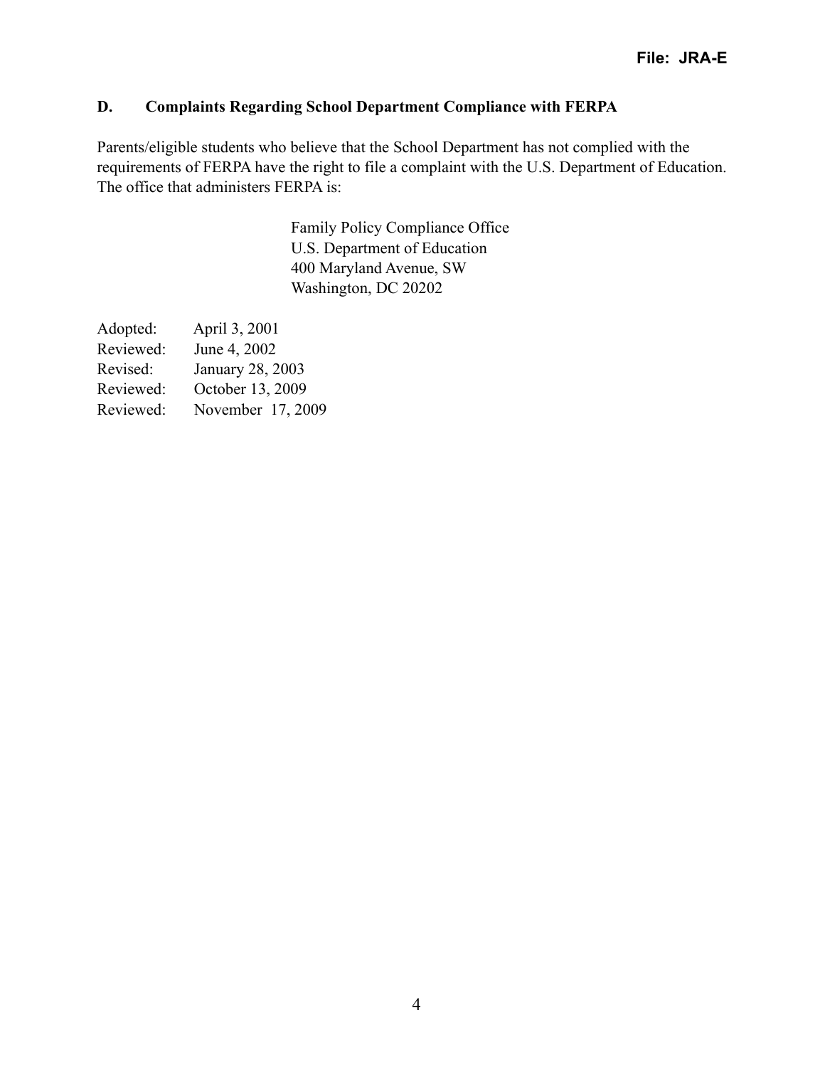**File: JRA-E**

### D. Complaints Regarding School Department Compliance with FERPA

Parents/eligible students who believe that the School Department has not complied with the requirements of FERPA have the right to file a complaint with the U.S. Department of Education. The office that administers FERPA is:

Family Policy Compliance Office
U.S. Department of Education
400 Maryland Avenue, SW
Washington, DC 20202

Adopted: April 3, 2001
Reviewed: June 4, 2002
Revised: January 28, 2003
Reviewed: October 13, 2009
Reviewed: November 17, 2009